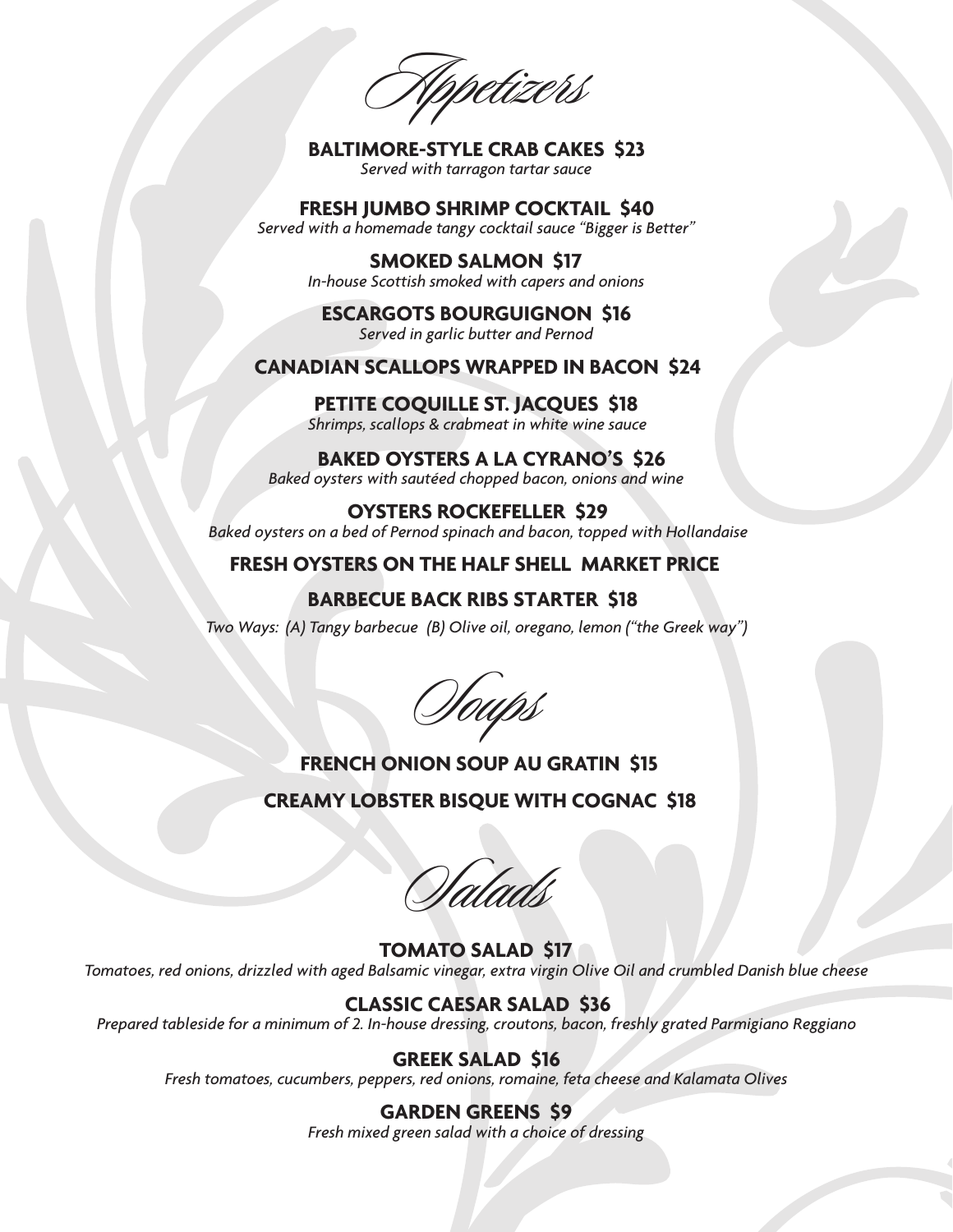# Appetizers

**BALTIMORE-STYLE CRAB CAKES $23**
*Served with tarragon tartar sauce*

**FRESH JUMBO SHRIMP COCKTAIL $40**
*Served with a homemade tangy cocktail sauce "Bigger is Better"*

**SMOKED SALMON $17**
*In-house Scottish smoked with capers and onions*

**ESCARGOTS BOURGUIGNON $16**
*Served in garlic butter and Pernod*

**CANADIAN SCALLOPS WRAPPED IN BACON $24**

**PETITE COQUILLE ST. JACQUES $18**
*Shrimps, scallops & crabmeat in white wine sauce*

**BAKED OYSTERS A LA CYRANO'S $26**
*Baked oysters with sautéed chopped bacon, onions and wine*

**OYSTERS ROCKEFELLER $29**
*Baked oysters on a bed of Pernod spinach and bacon, topped with Hollandaise*

**FRESH OYSTERS ON THE HALF SHELL MARKET PRICE**

**BARBECUE BACK RIBS STARTER $18**
*Two Ways: (A) Tangy barbecue (B) Olive oil, oregano, lemon ("the Greek way")*

# Soups

**FRENCH ONION SOUP AU GRATIN $15**

**CREAMY LOBSTER BISQUE WITH COGNAC $18**

# Salads

**TOMATO SALAD $17**
*Tomatoes, red onions, drizzled with aged Balsamic vinegar, extra virgin Olive Oil and crumbled Danish blue cheese*

**CLASSIC CAESAR SALAD $36**
*Prepared tableside for a minimum of 2. In-house dressing, croutons, bacon, freshly grated Parmigiano Reggiano*

**GREEK SALAD $16**
*Fresh tomatoes, cucumbers, peppers, red onions, romaine, feta cheese and Kalamata Olives*

**GARDEN GREENS $9**
*Fresh mixed green salad with a choice of dressing*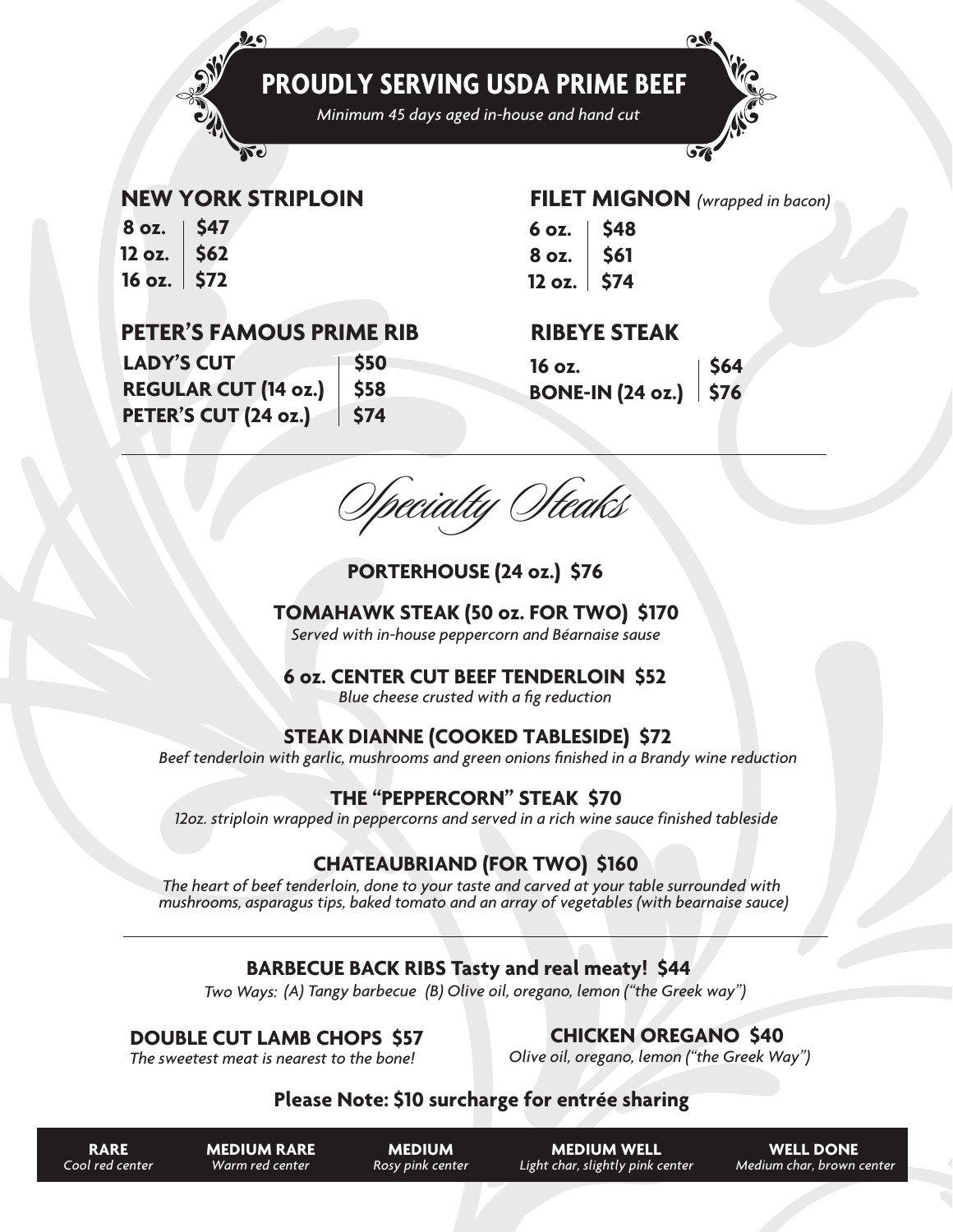# PROUDLY SERVING USDA PRIME BEEF

*Minimum 45 days aged in-house and hand cut*

## NEW YORK STRIPLOIN

| | |
|---|---|
| 8 oz. | $47 |
| 12 oz. | $62 |
| 16 oz. | $72 |

## FILET MIGNON *(wrapped in bacon)*

| | |
|---|---|
| 6 oz. | $48 |
| 8 oz. | $61 |
| 12 oz. | $74 |

## PETER'S FAMOUS PRIME RIB

| | |
|---|---|
| LADY'S CUT | $50 |
| REGULAR CUT (14 oz.) | $58 |
| PETER'S CUT (24 oz.) | $74 |

## RIBEYE STEAK

| | |
|---|---|
| 16 oz. | $64 |
| BONE-IN (24 oz.) | $76 |

---

## *Specialty Steaks*

**PORTERHOUSE (24 oz.) $76**

**TOMAHAWK STEAK (50 oz. FOR TWO) $170**
*Served with in-house peppercorn and Béarnaise sause*

**6 oz. CENTER CUT BEEF TENDERLOIN $52**
*Blue cheese crusted with a fig reduction*

**STEAK DIANNE (COOKED TABLESIDE) $72**
*Beef tenderloin with garlic, mushrooms and green onions finished in a Brandy wine reduction*

**THE "PEPPERCORN" STEAK $70**
*12oz. striploin wrapped in peppercorns and served in a rich wine sauce finished tableside*

**CHATEAUBRIAND (FOR TWO) $160**
*The heart of beef tenderloin, done to your taste and carved at your table surrounded with mushrooms, asparagus tips, baked tomato and an array of vegetables (with bearnaise sauce)*

---

**BARBECUE BACK RIBS Tasty and real meaty! $44**
*Two Ways: (A) Tangy barbecue (B) Olive oil, oregano, lemon ("the Greek way")*

**DOUBLE CUT LAMB CHOPS $57**
*The sweetest meat is nearest to the bone!*

**CHICKEN OREGANO $40**
*Olive oil, oregano, lemon ("the Greek Way")*

**Please Note: $10 surcharge for entrée sharing**

| RARE | MEDIUM RARE | MEDIUM | MEDIUM WELL | WELL DONE |
|---|---|---|---|---|
| *Cool red center* | *Warm red center* | *Rosy pink center* | *Light char, slightly pink center* | *Medium char, brown center* |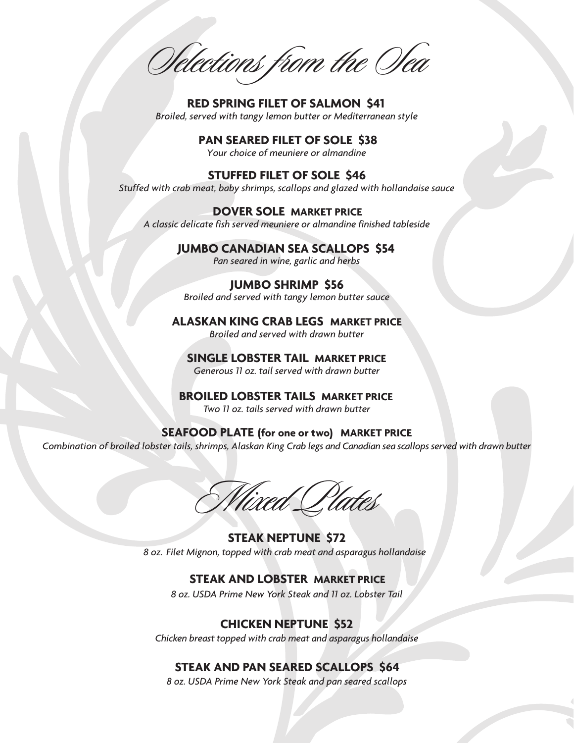# Selections from the Sea

**RED SPRING FILET OF SALMON $41**
*Broiled, served with tangy lemon butter or Mediterranean style*

**PAN SEARED FILET OF SOLE $38**
*Your choice of meuniere or almandine*

**STUFFED FILET OF SOLE $46**
*Stuffed with crab meat, baby shrimps, scallops and glazed with hollandaise sauce*

**DOVER SOLE MARKET PRICE**
*A classic delicate fish served meuniere or almandine finished tableside*

**JUMBO CANADIAN SEA SCALLOPS $54**
*Pan seared in wine, garlic and herbs*

**JUMBO SHRIMP $56**
*Broiled and served with tangy lemon butter sauce*

**ALASKAN KING CRAB LEGS MARKET PRICE**
*Broiled and served with drawn butter*

**SINGLE LOBSTER TAIL MARKET PRICE**
*Generous 11 oz. tail served with drawn butter*

**BROILED LOBSTER TAILS MARKET PRICE**
*Two 11 oz. tails served with drawn butter*

**SEAFOOD PLATE (for one or two) MARKET PRICE**
*Combination of broiled lobster tails, shrimps, Alaskan King Crab legs and Canadian sea scallops served with drawn butter*

# Mixed Plates

**STEAK NEPTUNE $72**
*8 oz. Filet Mignon, topped with crab meat and asparagus hollandaise*

**STEAK AND LOBSTER MARKET PRICE**
*8 oz. USDA Prime New York Steak and 11 oz. Lobster Tail*

**CHICKEN NEPTUNE $52**
*Chicken breast topped with crab meat and asparagus hollandaise*

**STEAK AND PAN SEARED SCALLOPS $64**
*8 oz. USDA Prime New York Steak and pan seared scallops*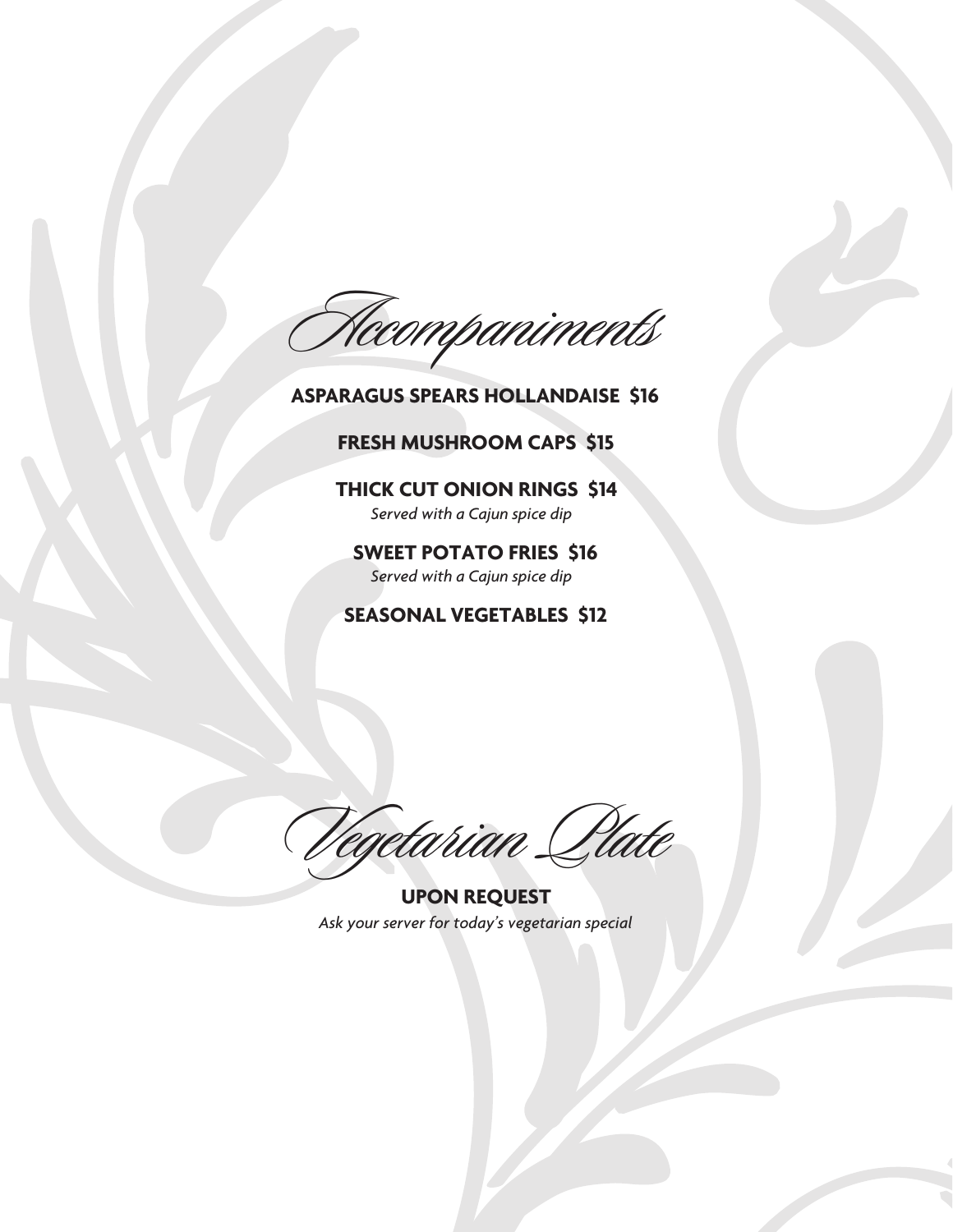## Accompaniments

**ASPARAGUS SPEARS HOLLANDAISE $16**

**FRESH MUSHROOM CAPS $15**

**THICK CUT ONION RINGS $14**
*Served with a Cajun spice dip*

**SWEET POTATO FRIES $16**
*Served with a Cajun spice dip*

**SEASONAL VEGETABLES $12**

## Vegetarian Plate

**UPON REQUEST**
*Ask your server for today's vegetarian special*